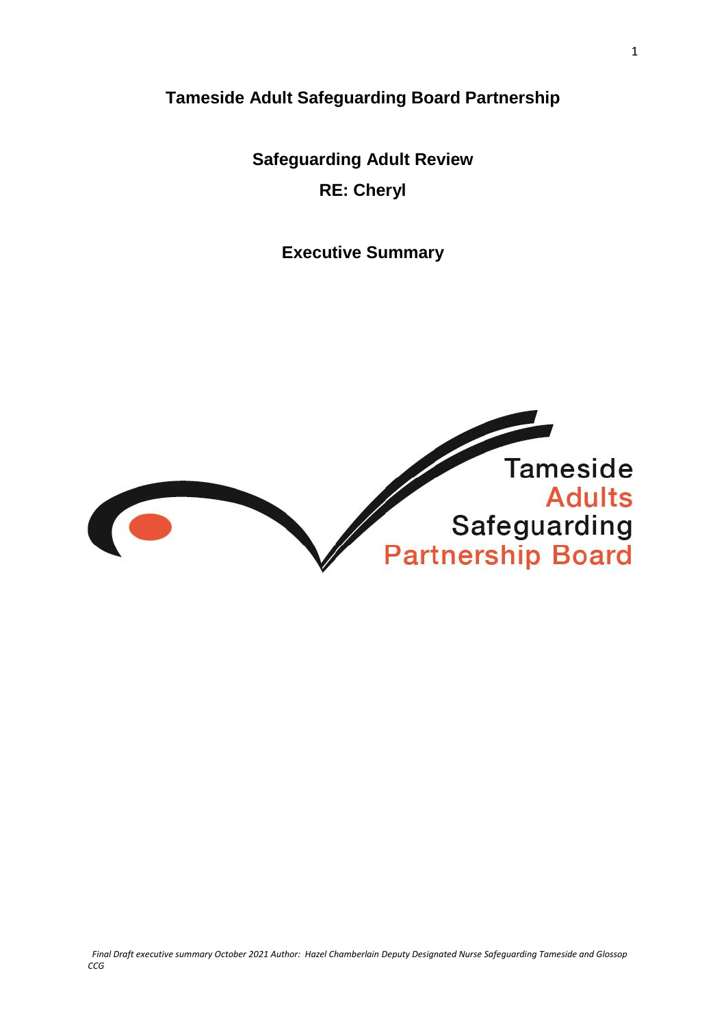# Tameside Adult Safeguarding Board Partnership

## Safeguarding Adult Review

## RE: Cheryl

## Executive Summary

Tameside
Adults
Safeguarding
Partnership Board

*Final Draft executive summary October 2021 Author: Hazel Chamberlain Deputy Designated Nurse Safeguarding Tameside and Glossop CCG*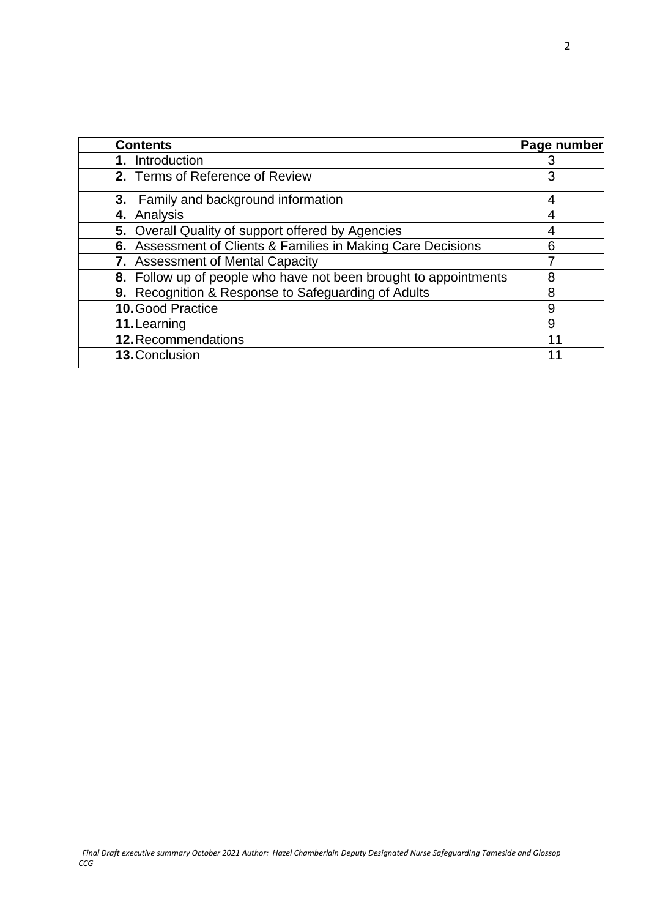| **Contents** | **Page number** |
|---|---|
| **1.** Introduction | 3 |
| **2.** Terms of Reference of Review | 3 |
| **3.** Family and background information | 4 |
| **4.** Analysis | 4 |
| **5.** Overall Quality of support offered by Agencies | 4 |
| **6.** Assessment of Clients & Families in Making Care Decisions | 6 |
| **7.** Assessment of Mental Capacity | 7 |
| **8.** Follow up of people who have not been brought to appointments | 8 |
| **9.** Recognition & Response to Safeguarding of Adults | 8 |
| **10.** Good Practice | 9 |
| **11.** Learning | 9 |
| **12.** Recommendations | 11 |
| **13.** Conclusion | 11 |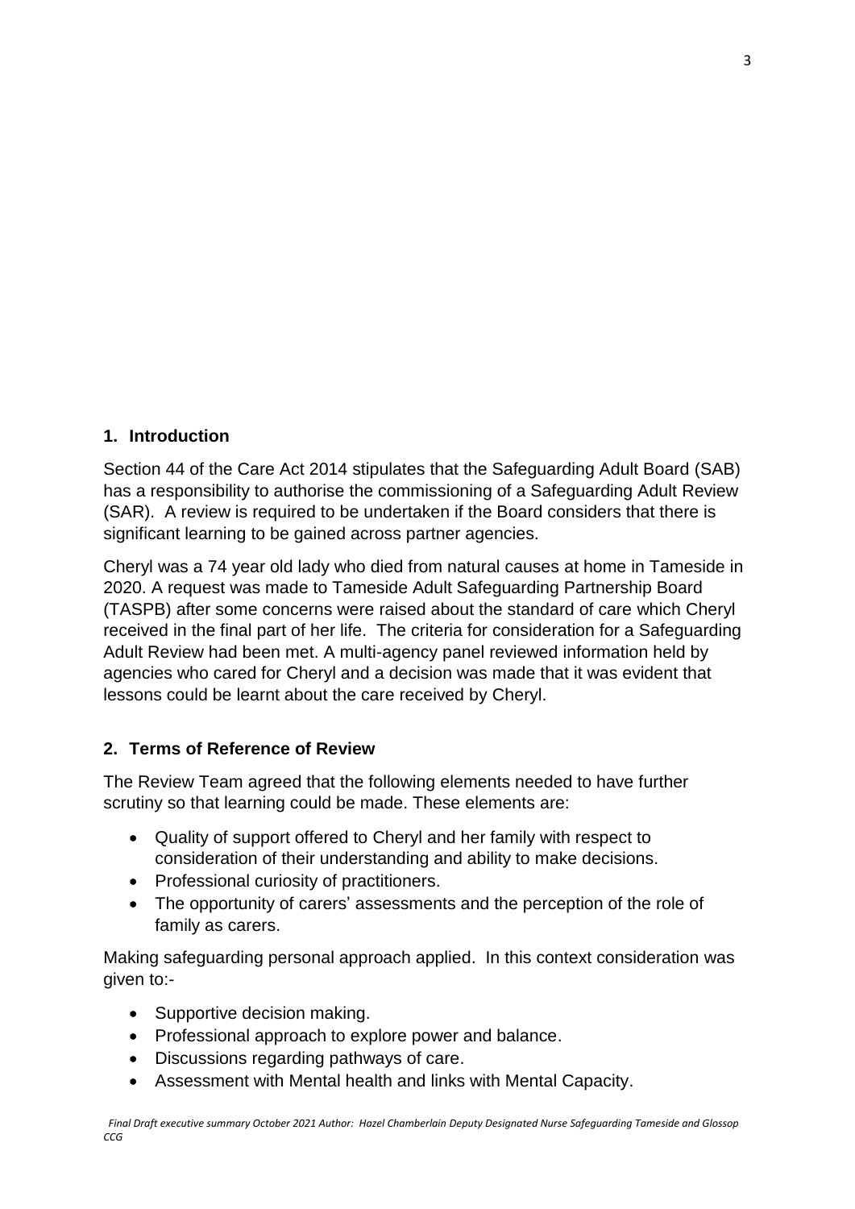## 1. Introduction

Section 44 of the Care Act 2014 stipulates that the Safeguarding Adult Board (SAB) has a responsibility to authorise the commissioning of a Safeguarding Adult Review (SAR). A review is required to be undertaken if the Board considers that there is significant learning to be gained across partner agencies.

Cheryl was a 74 year old lady who died from natural causes at home in Tameside in 2020. A request was made to Tameside Adult Safeguarding Partnership Board (TASPB) after some concerns were raised about the standard of care which Cheryl received in the final part of her life. The criteria for consideration for a Safeguarding Adult Review had been met. A multi-agency panel reviewed information held by agencies who cared for Cheryl and a decision was made that it was evident that lessons could be learnt about the care received by Cheryl.

## 2. Terms of Reference of Review

The Review Team agreed that the following elements needed to have further scrutiny so that learning could be made. These elements are:

- Quality of support offered to Cheryl and her family with respect to consideration of their understanding and ability to make decisions.
- Professional curiosity of practitioners.
- The opportunity of carers' assessments and the perception of the role of family as carers.

Making safeguarding personal approach applied. In this context consideration was given to:-

- Supportive decision making.
- Professional approach to explore power and balance.
- Discussions regarding pathways of care.
- Assessment with Mental health and links with Mental Capacity.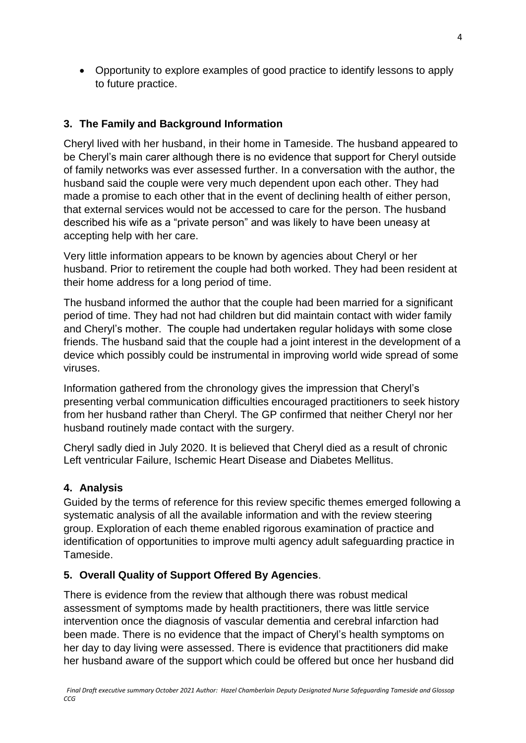- Opportunity to explore examples of good practice to identify lessons to apply to future practice.

## 3. The Family and Background Information

Cheryl lived with her husband, in their home in Tameside. The husband appeared to be Cheryl's main carer although there is no evidence that support for Cheryl outside of family networks was ever assessed further. In a conversation with the author, the husband said the couple were very much dependent upon each other. They had made a promise to each other that in the event of declining health of either person, that external services would not be accessed to care for the person. The husband described his wife as a "private person" and was likely to have been uneasy at accepting help with her care.

Very little information appears to be known by agencies about Cheryl or her husband. Prior to retirement the couple had both worked. They had been resident at their home address for a long period of time.

The husband informed the author that the couple had been married for a significant period of time. They had not had children but did maintain contact with wider family and Cheryl's mother. The couple had undertaken regular holidays with some close friends. The husband said that the couple had a joint interest in the development of a device which possibly could be instrumental in improving world wide spread of some viruses.

Information gathered from the chronology gives the impression that Cheryl's presenting verbal communication difficulties encouraged practitioners to seek history from her husband rather than Cheryl. The GP confirmed that neither Cheryl nor her husband routinely made contact with the surgery.

Cheryl sadly died in July 2020. It is believed that Cheryl died as a result of chronic Left ventricular Failure, Ischemic Heart Disease and Diabetes Mellitus.

## 4. Analysis

Guided by the terms of reference for this review specific themes emerged following a systematic analysis of all the available information and with the review steering group. Exploration of each theme enabled rigorous examination of practice and identification of opportunities to improve multi agency adult safeguarding practice in Tameside.

## 5. Overall Quality of Support Offered By Agencies.

There is evidence from the review that although there was robust medical assessment of symptoms made by health practitioners, there was little service intervention once the diagnosis of vascular dementia and cerebral infarction had been made. There is no evidence that the impact of Cheryl's health symptoms on her day to day living were assessed. There is evidence that practitioners did make her husband aware of the support which could be offered but once her husband did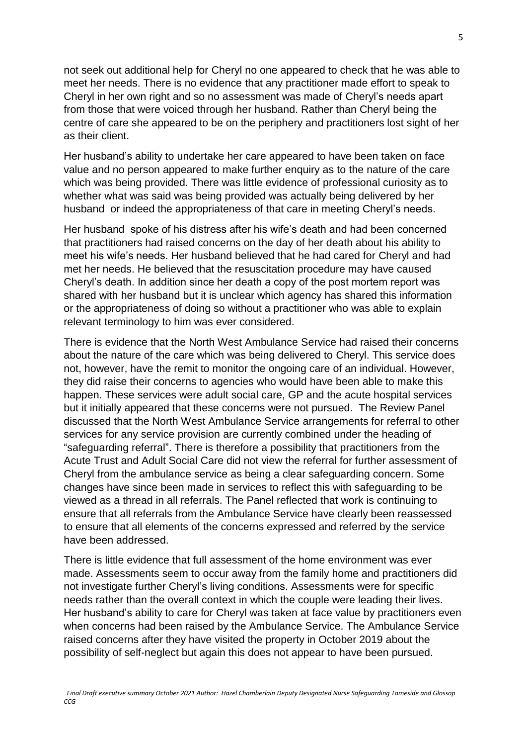not seek out additional help for Cheryl no one appeared to check that he was able to meet her needs. There is no evidence that any practitioner made effort to speak to Cheryl in her own right and so no assessment was made of Cheryl's needs apart from those that were voiced through her husband. Rather than Cheryl being the centre of care she appeared to be on the periphery and practitioners lost sight of her as their client.

Her husband's ability to undertake her care appeared to have been taken on face value and no person appeared to make further enquiry as to the nature of the care which was being provided. There was little evidence of professional curiosity as to whether what was said was being provided was actually being delivered by her husband or indeed the appropriateness of that care in meeting Cheryl's needs.

Her husband spoke of his distress after his wife's death and had been concerned that practitioners had raised concerns on the day of her death about his ability to meet his wife's needs. Her husband believed that he had cared for Cheryl and had met her needs. He believed that the resuscitation procedure may have caused Cheryl's death. In addition since her death a copy of the post mortem report was shared with her husband but it is unclear which agency has shared this information or the appropriateness of doing so without a practitioner who was able to explain relevant terminology to him was ever considered.

There is evidence that the North West Ambulance Service had raised their concerns about the nature of the care which was being delivered to Cheryl. This service does not, however, have the remit to monitor the ongoing care of an individual. However, they did raise their concerns to agencies who would have been able to make this happen. These services were adult social care, GP and the acute hospital services but it initially appeared that these concerns were not pursued. The Review Panel discussed that the North West Ambulance Service arrangements for referral to other services for any service provision are currently combined under the heading of "safeguarding referral". There is therefore a possibility that practitioners from the Acute Trust and Adult Social Care did not view the referral for further assessment of Cheryl from the ambulance service as being a clear safeguarding concern. Some changes have since been made in services to reflect this with safeguarding to be viewed as a thread in all referrals. The Panel reflected that work is continuing to ensure that all referrals from the Ambulance Service have clearly been reassessed to ensure that all elements of the concerns expressed and referred by the service have been addressed.

There is little evidence that full assessment of the home environment was ever made. Assessments seem to occur away from the family home and practitioners did not investigate further Cheryl's living conditions. Assessments were for specific needs rather than the overall context in which the couple were leading their lives. Her husband's ability to care for Cheryl was taken at face value by practitioners even when concerns had been raised by the Ambulance Service. The Ambulance Service raised concerns after they have visited the property in October 2019 about the possibility of self-neglect but again this does not appear to have been pursued.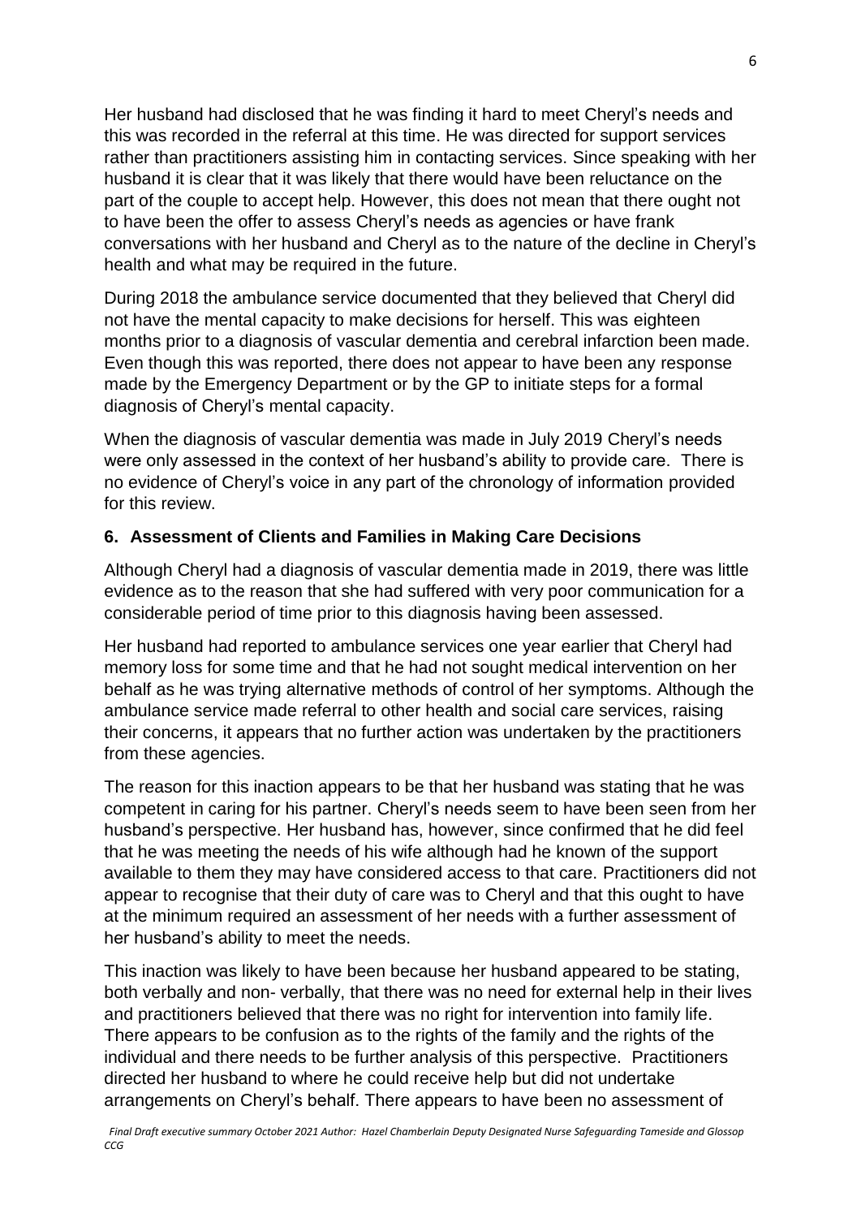Her husband had disclosed that he was finding it hard to meet Cheryl's needs and this was recorded in the referral at this time. He was directed for support services rather than practitioners assisting him in contacting services. Since speaking with her husband it is clear that it was likely that there would have been reluctance on the part of the couple to accept help. However, this does not mean that there ought not to have been the offer to assess Cheryl's needs as agencies or have frank conversations with her husband and Cheryl as to the nature of the decline in Cheryl's health and what may be required in the future.

During 2018 the ambulance service documented that they believed that Cheryl did not have the mental capacity to make decisions for herself. This was eighteen months prior to a diagnosis of vascular dementia and cerebral infarction been made. Even though this was reported, there does not appear to have been any response made by the Emergency Department or by the GP to initiate steps for a formal diagnosis of Cheryl's mental capacity.

When the diagnosis of vascular dementia was made in July 2019 Cheryl's needs were only assessed in the context of her husband's ability to provide care. There is no evidence of Cheryl's voice in any part of the chronology of information provided for this review.

## 6. Assessment of Clients and Families in Making Care Decisions

Although Cheryl had a diagnosis of vascular dementia made in 2019, there was little evidence as to the reason that she had suffered with very poor communication for a considerable period of time prior to this diagnosis having been assessed.

Her husband had reported to ambulance services one year earlier that Cheryl had memory loss for some time and that he had not sought medical intervention on her behalf as he was trying alternative methods of control of her symptoms. Although the ambulance service made referral to other health and social care services, raising their concerns, it appears that no further action was undertaken by the practitioners from these agencies.

The reason for this inaction appears to be that her husband was stating that he was competent in caring for his partner. Cheryl's needs seem to have been seen from her husband's perspective. Her husband has, however, since confirmed that he did feel that he was meeting the needs of his wife although had he known of the support available to them they may have considered access to that care. Practitioners did not appear to recognise that their duty of care was to Cheryl and that this ought to have at the minimum required an assessment of her needs with a further assessment of her husband's ability to meet the needs.

This inaction was likely to have been because her husband appeared to be stating, both verbally and non- verbally, that there was no need for external help in their lives and practitioners believed that there was no right for intervention into family life. There appears to be confusion as to the rights of the family and the rights of the individual and there needs to be further analysis of this perspective. Practitioners directed her husband to where he could receive help but did not undertake arrangements on Cheryl's behalf. There appears to have been no assessment of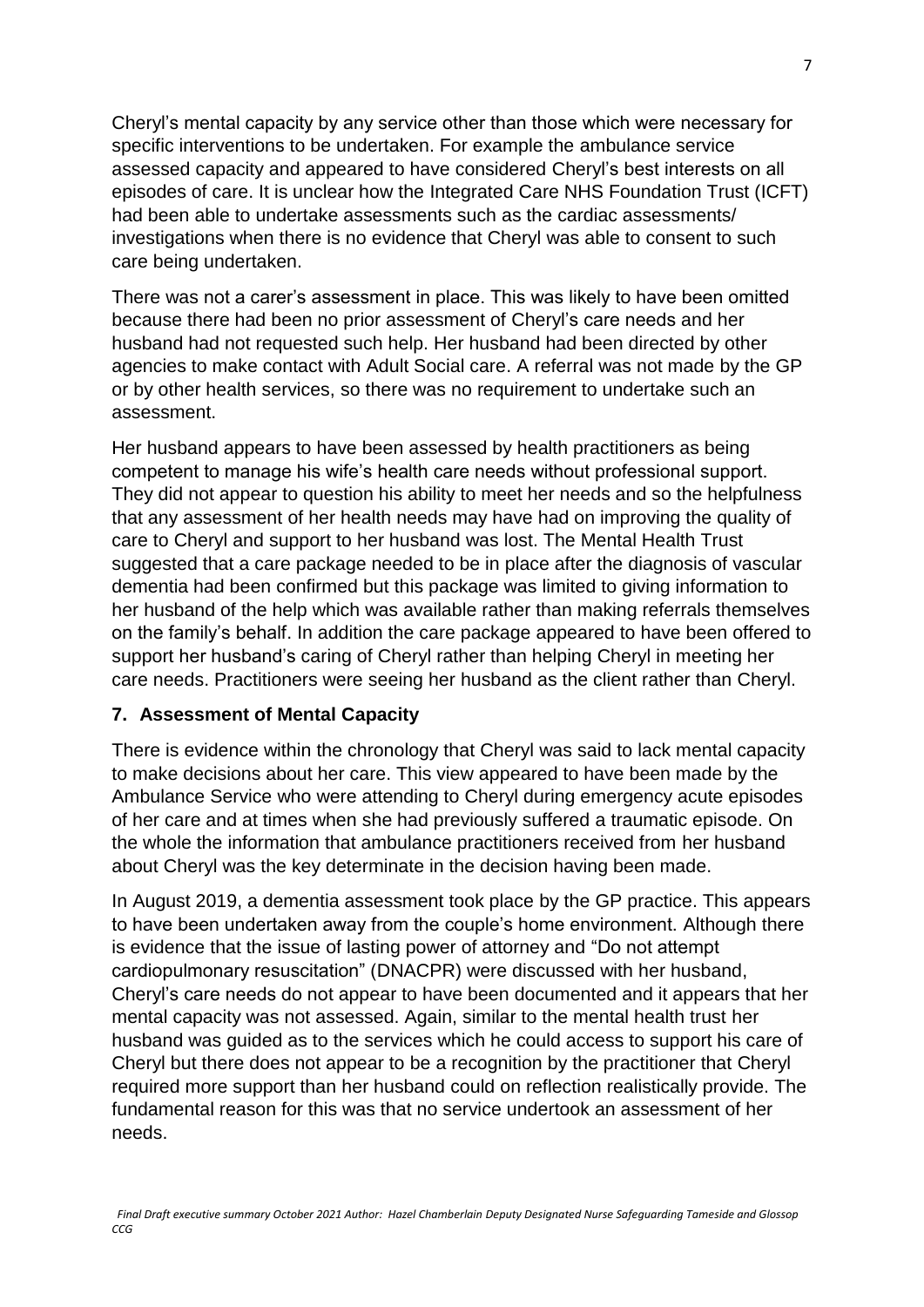Cheryl's mental capacity by any service other than those which were necessary for specific interventions to be undertaken. For example the ambulance service assessed capacity and appeared to have considered Cheryl's best interests on all episodes of care. It is unclear how the Integrated Care NHS Foundation Trust (ICFT) had been able to undertake assessments such as the cardiac assessments/ investigations when there is no evidence that Cheryl was able to consent to such care being undertaken.

There was not a carer's assessment in place. This was likely to have been omitted because there had been no prior assessment of Cheryl's care needs and her husband had not requested such help. Her husband had been directed by other agencies to make contact with Adult Social care. A referral was not made by the GP or by other health services, so there was no requirement to undertake such an assessment.

Her husband appears to have been assessed by health practitioners as being competent to manage his wife's health care needs without professional support. They did not appear to question his ability to meet her needs and so the helpfulness that any assessment of her health needs may have had on improving the quality of care to Cheryl and support to her husband was lost. The Mental Health Trust suggested that a care package needed to be in place after the diagnosis of vascular dementia had been confirmed but this package was limited to giving information to her husband of the help which was available rather than making referrals themselves on the family's behalf. In addition the care package appeared to have been offered to support her husband's caring of Cheryl rather than helping Cheryl in meeting her care needs. Practitioners were seeing her husband as the client rather than Cheryl.

## 7. Assessment of Mental Capacity

There is evidence within the chronology that Cheryl was said to lack mental capacity to make decisions about her care. This view appeared to have been made by the Ambulance Service who were attending to Cheryl during emergency acute episodes of her care and at times when she had previously suffered a traumatic episode. On the whole the information that ambulance practitioners received from her husband about Cheryl was the key determinate in the decision having been made.

In August 2019, a dementia assessment took place by the GP practice. This appears to have been undertaken away from the couple's home environment. Although there is evidence that the issue of lasting power of attorney and "Do not attempt cardiopulmonary resuscitation" (DNACPR) were discussed with her husband, Cheryl's care needs do not appear to have been documented and it appears that her mental capacity was not assessed. Again, similar to the mental health trust her husband was guided as to the services which he could access to support his care of Cheryl but there does not appear to be a recognition by the practitioner that Cheryl required more support than her husband could on reflection realistically provide. The fundamental reason for this was that no service undertook an assessment of her needs.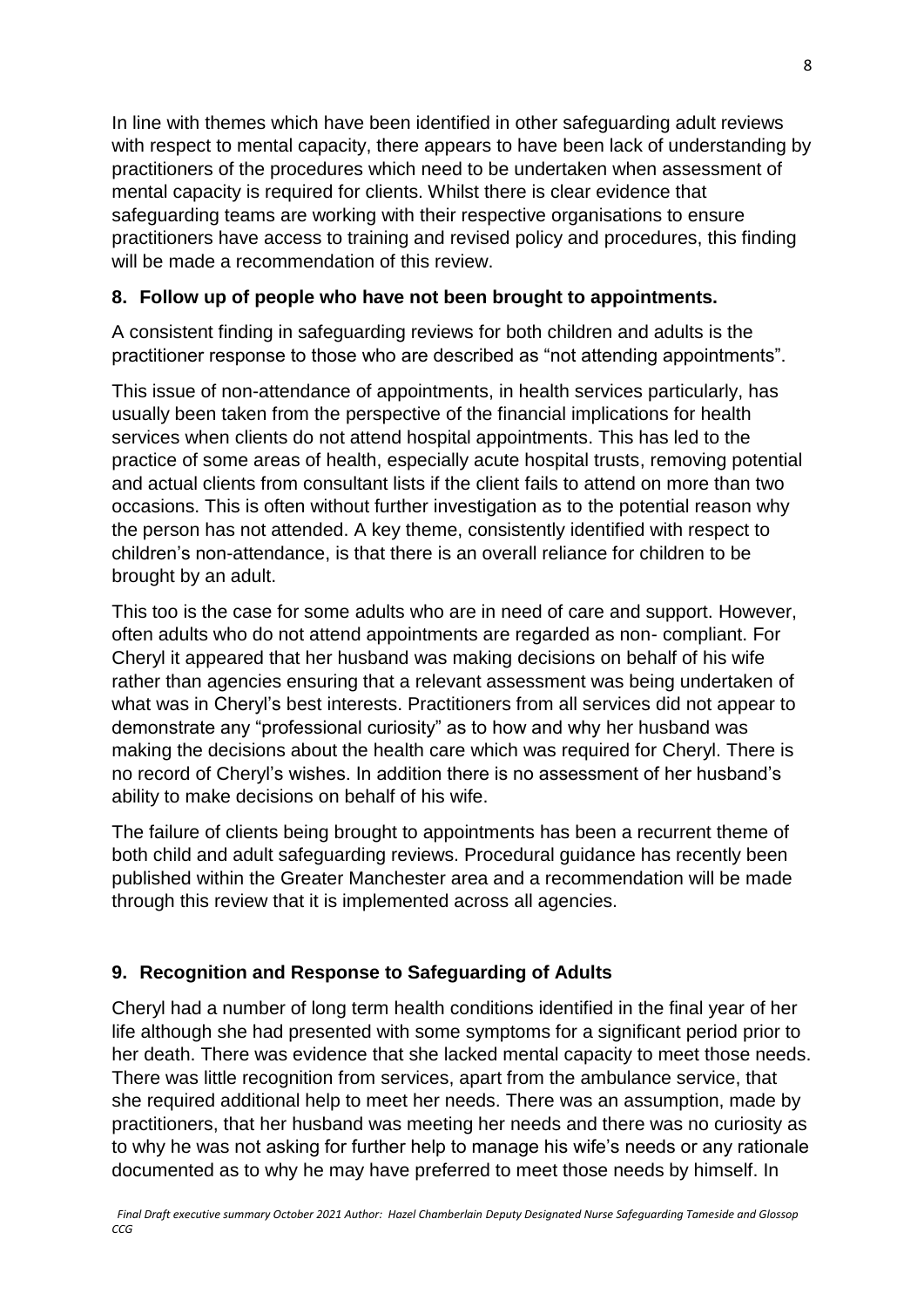In line with themes which have been identified in other safeguarding adult reviews with respect to mental capacity, there appears to have been lack of understanding by practitioners of the procedures which need to be undertaken when assessment of mental capacity is required for clients. Whilst there is clear evidence that safeguarding teams are working with their respective organisations to ensure practitioners have access to training and revised policy and procedures, this finding will be made a recommendation of this review.

## 8. Follow up of people who have not been brought to appointments.

A consistent finding in safeguarding reviews for both children and adults is the practitioner response to those who are described as "not attending appointments".

This issue of non-attendance of appointments, in health services particularly, has usually been taken from the perspective of the financial implications for health services when clients do not attend hospital appointments. This has led to the practice of some areas of health, especially acute hospital trusts, removing potential and actual clients from consultant lists if the client fails to attend on more than two occasions. This is often without further investigation as to the potential reason why the person has not attended. A key theme, consistently identified with respect to children's non-attendance, is that there is an overall reliance for children to be brought by an adult.

This too is the case for some adults who are in need of care and support. However, often adults who do not attend appointments are regarded as non- compliant. For Cheryl it appeared that her husband was making decisions on behalf of his wife rather than agencies ensuring that a relevant assessment was being undertaken of what was in Cheryl's best interests. Practitioners from all services did not appear to demonstrate any "professional curiosity" as to how and why her husband was making the decisions about the health care which was required for Cheryl. There is no record of Cheryl's wishes. In addition there is no assessment of her husband's ability to make decisions on behalf of his wife.

The failure of clients being brought to appointments has been a recurrent theme of both child and adult safeguarding reviews. Procedural guidance has recently been published within the Greater Manchester area and a recommendation will be made through this review that it is implemented across all agencies.

## 9. Recognition and Response to Safeguarding of Adults

Cheryl had a number of long term health conditions identified in the final year of her life although she had presented with some symptoms for a significant period prior to her death. There was evidence that she lacked mental capacity to meet those needs. There was little recognition from services, apart from the ambulance service, that she required additional help to meet her needs. There was an assumption, made by practitioners, that her husband was meeting her needs and there was no curiosity as to why he was not asking for further help to manage his wife's needs or any rationale documented as to why he may have preferred to meet those needs by himself. In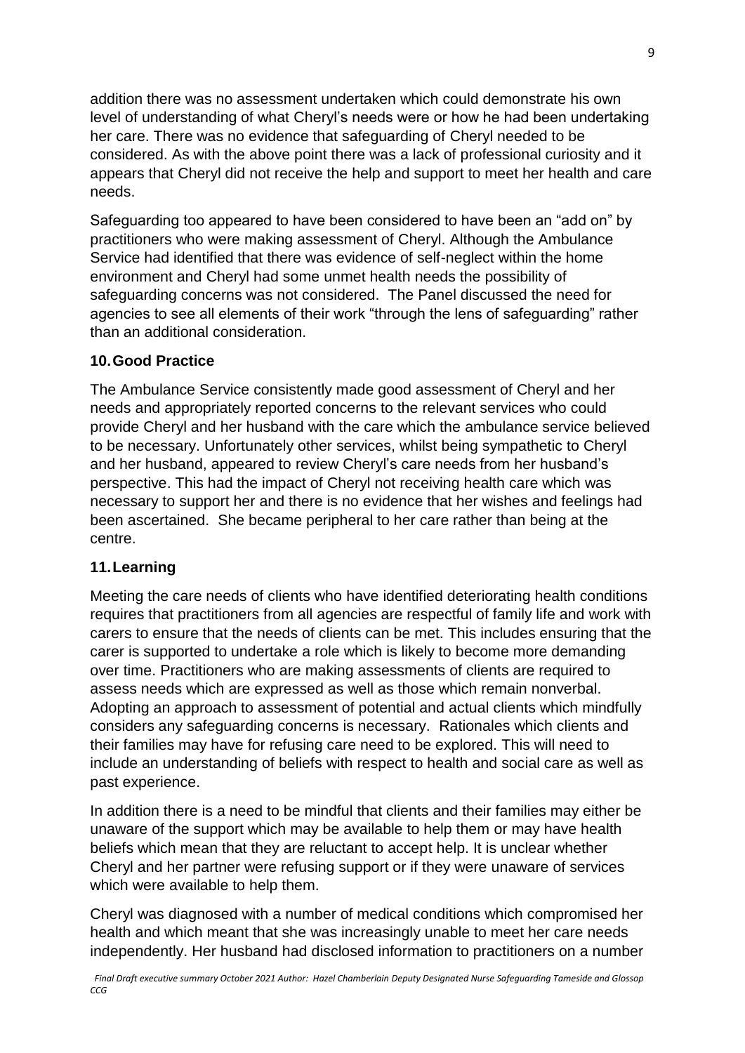addition there was no assessment undertaken which could demonstrate his own level of understanding of what Cheryl's needs were or how he had been undertaking her care. There was no evidence that safeguarding of Cheryl needed to be considered. As with the above point there was a lack of professional curiosity and it appears that Cheryl did not receive the help and support to meet her health and care needs.

Safeguarding too appeared to have been considered to have been an "add on" by practitioners who were making assessment of Cheryl. Although the Ambulance Service had identified that there was evidence of self-neglect within the home environment and Cheryl had some unmet health needs the possibility of safeguarding concerns was not considered. The Panel discussed the need for agencies to see all elements of their work "through the lens of safeguarding" rather than an additional consideration.

## 10. Good Practice

The Ambulance Service consistently made good assessment of Cheryl and her needs and appropriately reported concerns to the relevant services who could provide Cheryl and her husband with the care which the ambulance service believed to be necessary. Unfortunately other services, whilst being sympathetic to Cheryl and her husband, appeared to review Cheryl's care needs from her husband's perspective. This had the impact of Cheryl not receiving health care which was necessary to support her and there is no evidence that her wishes and feelings had been ascertained. She became peripheral to her care rather than being at the centre.

## 11. Learning

Meeting the care needs of clients who have identified deteriorating health conditions requires that practitioners from all agencies are respectful of family life and work with carers to ensure that the needs of clients can be met. This includes ensuring that the carer is supported to undertake a role which is likely to become more demanding over time. Practitioners who are making assessments of clients are required to assess needs which are expressed as well as those which remain nonverbal. Adopting an approach to assessment of potential and actual clients which mindfully considers any safeguarding concerns is necessary. Rationales which clients and their families may have for refusing care need to be explored. This will need to include an understanding of beliefs with respect to health and social care as well as past experience.

In addition there is a need to be mindful that clients and their families may either be unaware of the support which may be available to help them or may have health beliefs which mean that they are reluctant to accept help. It is unclear whether Cheryl and her partner were refusing support or if they were unaware of services which were available to help them.

Cheryl was diagnosed with a number of medical conditions which compromised her health and which meant that she was increasingly unable to meet her care needs independently. Her husband had disclosed information to practitioners on a number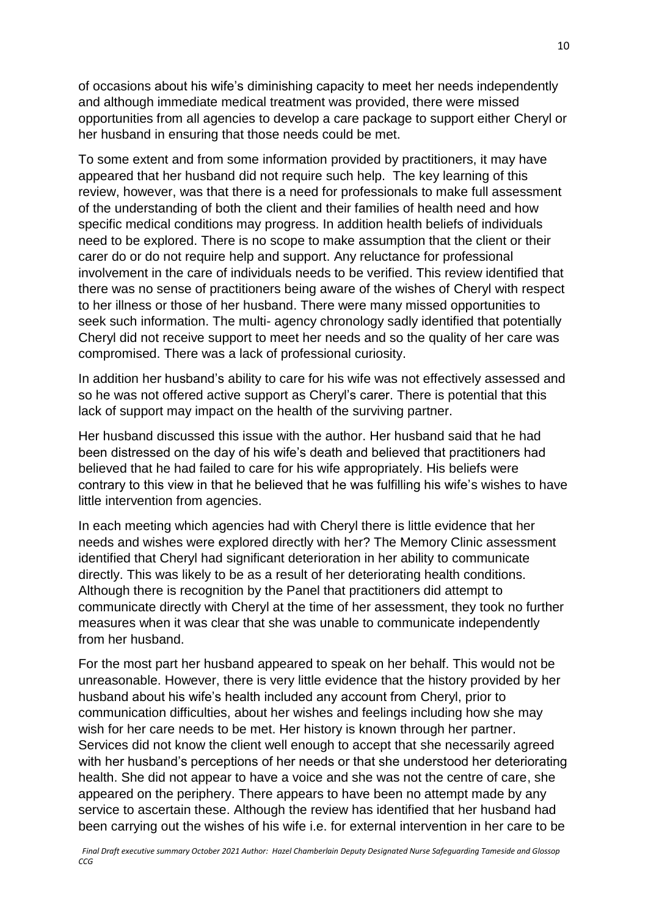of occasions about his wife's diminishing capacity to meet her needs independently and although immediate medical treatment was provided, there were missed opportunities from all agencies to develop a care package to support either Cheryl or her husband in ensuring that those needs could be met.

To some extent and from some information provided by practitioners, it may have appeared that her husband did not require such help. The key learning of this review, however, was that there is a need for professionals to make full assessment of the understanding of both the client and their families of health need and how specific medical conditions may progress. In addition health beliefs of individuals need to be explored. There is no scope to make assumption that the client or their carer do or do not require help and support. Any reluctance for professional involvement in the care of individuals needs to be verified. This review identified that there was no sense of practitioners being aware of the wishes of Cheryl with respect to her illness or those of her husband. There were many missed opportunities to seek such information. The multi- agency chronology sadly identified that potentially Cheryl did not receive support to meet her needs and so the quality of her care was compromised. There was a lack of professional curiosity.

In addition her husband's ability to care for his wife was not effectively assessed and so he was not offered active support as Cheryl's carer. There is potential that this lack of support may impact on the health of the surviving partner.

Her husband discussed this issue with the author. Her husband said that he had been distressed on the day of his wife's death and believed that practitioners had believed that he had failed to care for his wife appropriately. His beliefs were contrary to this view in that he believed that he was fulfilling his wife's wishes to have little intervention from agencies.

In each meeting which agencies had with Cheryl there is little evidence that her needs and wishes were explored directly with her? The Memory Clinic assessment identified that Cheryl had significant deterioration in her ability to communicate directly. This was likely to be as a result of her deteriorating health conditions. Although there is recognition by the Panel that practitioners did attempt to communicate directly with Cheryl at the time of her assessment, they took no further measures when it was clear that she was unable to communicate independently from her husband.

For the most part her husband appeared to speak on her behalf. This would not be unreasonable. However, there is very little evidence that the history provided by her husband about his wife's health included any account from Cheryl, prior to communication difficulties, about her wishes and feelings including how she may wish for her care needs to be met. Her history is known through her partner. Services did not know the client well enough to accept that she necessarily agreed with her husband's perceptions of her needs or that she understood her deteriorating health. She did not appear to have a voice and she was not the centre of care, she appeared on the periphery. There appears to have been no attempt made by any service to ascertain these. Although the review has identified that her husband had been carrying out the wishes of his wife i.e. for external intervention in her care to be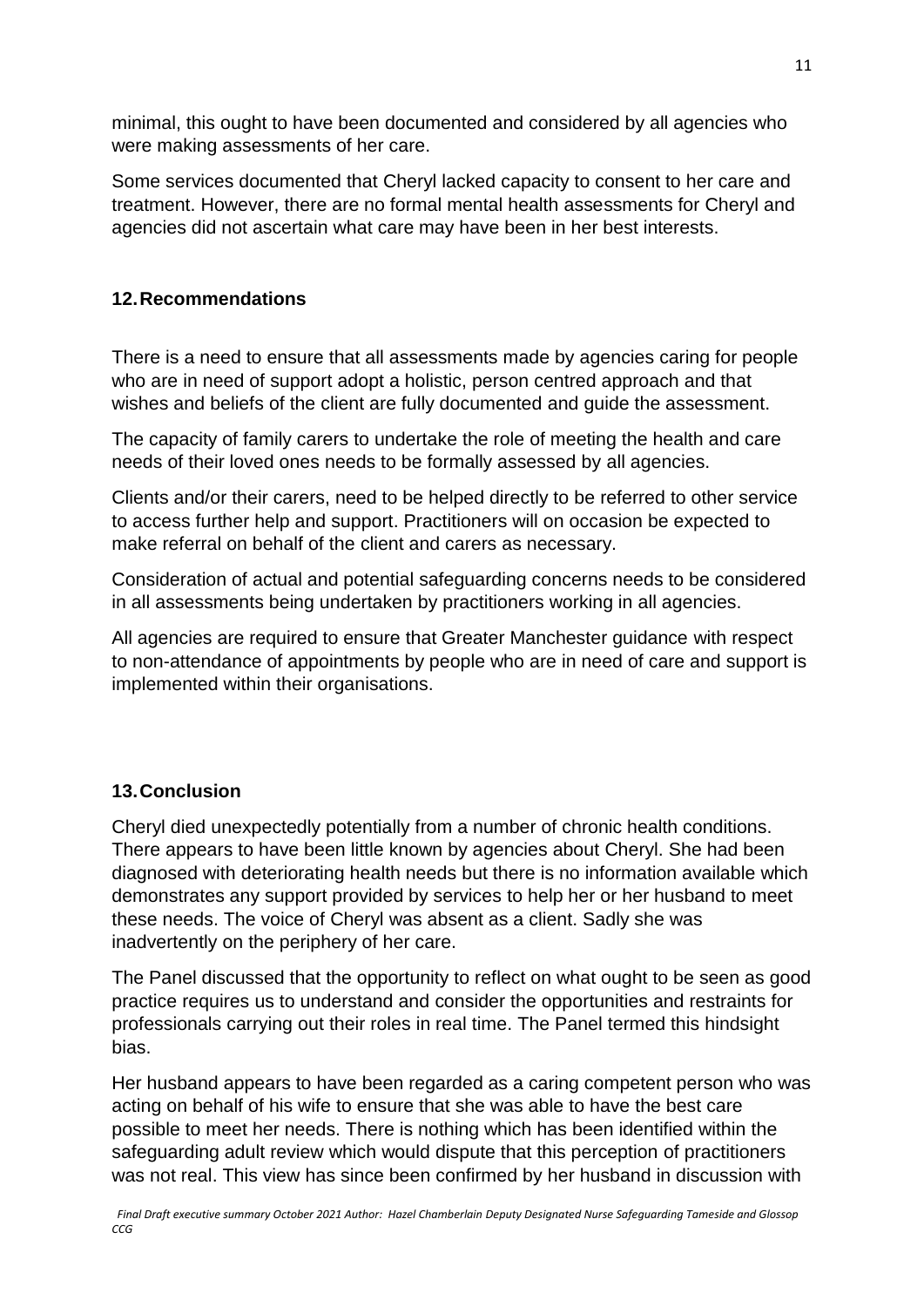minimal, this ought to have been documented and considered by all agencies who were making assessments of her care.

Some services documented that Cheryl lacked capacity to consent to her care and treatment. However, there are no formal mental health assessments for Cheryl and agencies did not ascertain what care may have been in her best interests.

## 12. Recommendations

There is a need to ensure that all assessments made by agencies caring for people who are in need of support adopt a holistic, person centred approach and that wishes and beliefs of the client are fully documented and guide the assessment.

The capacity of family carers to undertake the role of meeting the health and care needs of their loved ones needs to be formally assessed by all agencies.

Clients and/or their carers, need to be helped directly to be referred to other service to access further help and support. Practitioners will on occasion be expected to make referral on behalf of the client and carers as necessary.

Consideration of actual and potential safeguarding concerns needs to be considered in all assessments being undertaken by practitioners working in all agencies.

All agencies are required to ensure that Greater Manchester guidance with respect to non-attendance of appointments by people who are in need of care and support is implemented within their organisations.

## 13. Conclusion

Cheryl died unexpectedly potentially from a number of chronic health conditions. There appears to have been little known by agencies about Cheryl. She had been diagnosed with deteriorating health needs but there is no information available which demonstrates any support provided by services to help her or her husband to meet these needs. The voice of Cheryl was absent as a client. Sadly she was inadvertently on the periphery of her care.

The Panel discussed that the opportunity to reflect on what ought to be seen as good practice requires us to understand and consider the opportunities and restraints for professionals carrying out their roles in real time. The Panel termed this hindsight bias.

Her husband appears to have been regarded as a caring competent person who was acting on behalf of his wife to ensure that she was able to have the best care possible to meet her needs. There is nothing which has been identified within the safeguarding adult review which would dispute that this perception of practitioners was not real. This view has since been confirmed by her husband in discussion with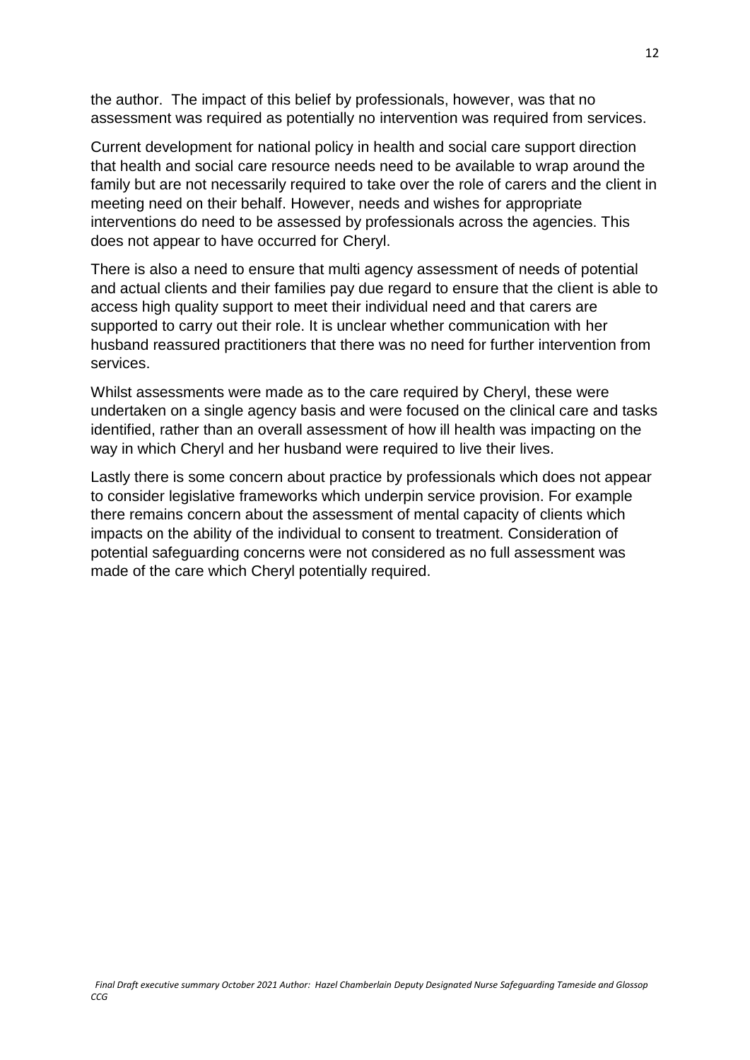the author. The impact of this belief by professionals, however, was that no assessment was required as potentially no intervention was required from services.

Current development for national policy in health and social care support direction that health and social care resource needs need to be available to wrap around the family but are not necessarily required to take over the role of carers and the client in meeting need on their behalf. However, needs and wishes for appropriate interventions do need to be assessed by professionals across the agencies. This does not appear to have occurred for Cheryl.

There is also a need to ensure that multi agency assessment of needs of potential and actual clients and their families pay due regard to ensure that the client is able to access high quality support to meet their individual need and that carers are supported to carry out their role. It is unclear whether communication with her husband reassured practitioners that there was no need for further intervention from services.

Whilst assessments were made as to the care required by Cheryl, these were undertaken on a single agency basis and were focused on the clinical care and tasks identified, rather than an overall assessment of how ill health was impacting on the way in which Cheryl and her husband were required to live their lives.

Lastly there is some concern about practice by professionals which does not appear to consider legislative frameworks which underpin service provision. For example there remains concern about the assessment of mental capacity of clients which impacts on the ability of the individual to consent to treatment. Consideration of potential safeguarding concerns were not considered as no full assessment was made of the care which Cheryl potentially required.